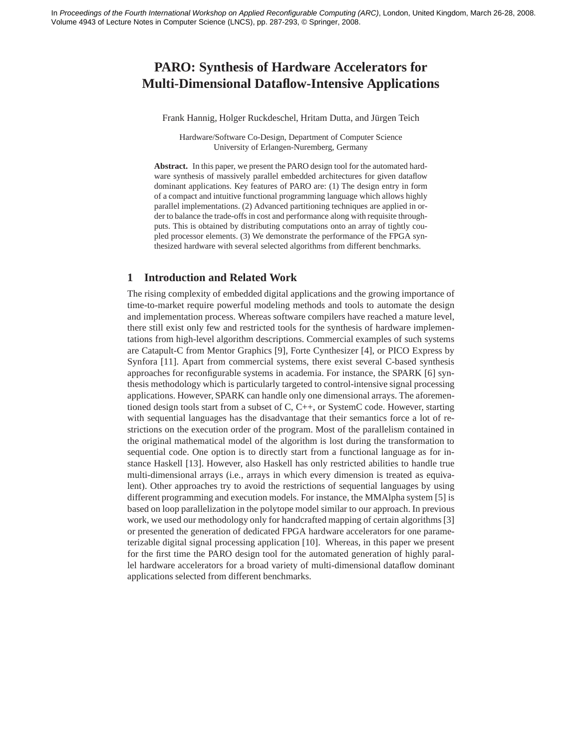In *Proceedings of the Fourth International Workshop on Applied Reconfigurable Computing (ARC)*, London, United Kingdom, March 26-28, 2008. Volume 4943 of Lecture Notes in Computer Science (LNCS), pp. 287-293, © Springer, 2008.

# PARO: Synthesis of Hardware Accelerators for Multi-Dimensional Dataflow-Intensive Applications

Frank Hannig, Holger Ruckdeschel, Hritam Dutta, and Jürgen Teich

Hardware/Software Co-Design, Department of Computer Science
University of Erlangen-Nuremberg, Germany

**Abstract.** In this paper, we present the PARO design tool for the automated hardware synthesis of massively parallel embedded architectures for given dataflow dominant applications. Key features of PARO are: (1) The design entry in form of a compact and intuitive functional programming language which allows highly parallel implementations. (2) Advanced partitioning techniques are applied in order to balance the trade-offs in cost and performance along with requisite throughputs. This is obtained by distributing computations onto an array of tightly coupled processor elements. (3) We demonstrate the performance of the FPGA synthesized hardware with several selected algorithms from different benchmarks.

## 1 Introduction and Related Work

The rising complexity of embedded digital applications and the growing importance of time-to-market require powerful modeling methods and tools to automate the design and implementation process. Whereas software compilers have reached a mature level, there still exist only few and restricted tools for the synthesis of hardware implementations from high-level algorithm descriptions. Commercial examples of such systems are Catapult-C from Mentor Graphics [9], Forte Cynthesizer [4], or PICO Express by Synfora [11]. Apart from commercial systems, there exist several C-based synthesis approaches for reconfigurable systems in academia. For instance, the SPARK [6] synthesis methodology which is particularly targeted to control-intensive signal processing applications. However, SPARK can handle only one dimensional arrays. The aforementioned design tools start from a subset of C, C++, or SystemC code. However, starting with sequential languages has the disadvantage that their semantics force a lot of restrictions on the execution order of the program. Most of the parallelism contained in the original mathematical model of the algorithm is lost during the transformation to sequential code. One option is to directly start from a functional language as for instance Haskell [13]. However, also Haskell has only restricted abilities to handle true multi-dimensional arrays (i.e., arrays in which every dimension is treated as equivalent). Other approaches try to avoid the restrictions of sequential languages by using different programming and execution models. For instance, the MMAlpha system [5] is based on loop parallelization in the polytope model similar to our approach. In previous work, we used our methodology only for handcrafted mapping of certain algorithms [3] or presented the generation of dedicated FPGA hardware accelerators for one parameterizable digital signal processing application [10]. Whereas, in this paper we present for the first time the PARO design tool for the automated generation of highly parallel hardware accelerators for a broad variety of multi-dimensional dataflow dominant applications selected from different benchmarks.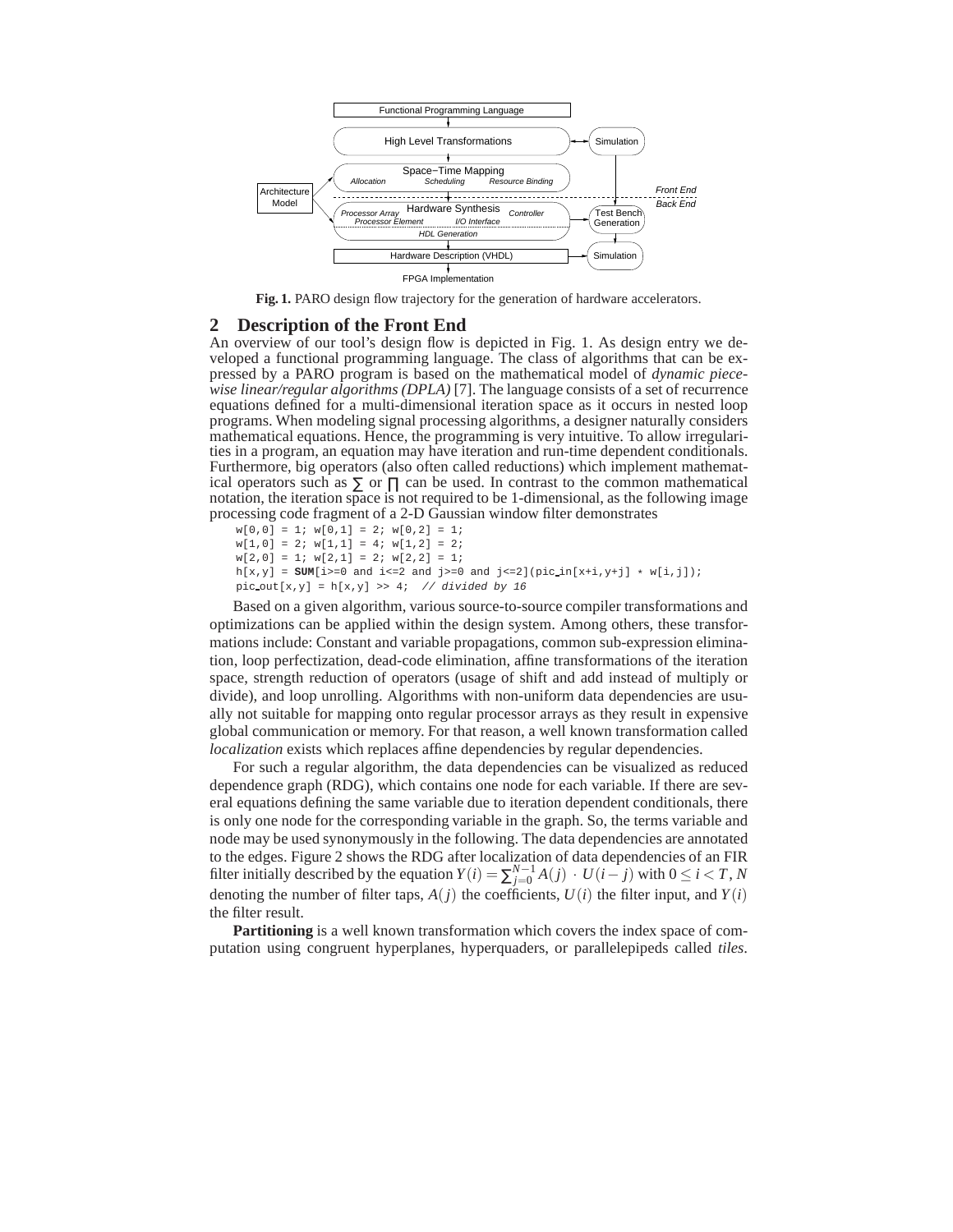Fig. 1. PARO design flow trajectory for the generation of hardware accelerators.

## 2 Description of the Front End

An overview of our tool's design flow is depicted in Fig. 1. As design entry we developed a functional programming language. The class of algorithms that can be expressed by a PARO program is based on the mathematical model of *dynamic piecewise linear/regular algorithms (DPLA)* [7]. The language consists of a set of recurrence equations defined for a multi-dimensional iteration space as it occurs in nested loop programs. When modeling signal processing algorithms, a designer naturally considers mathematical equations. Hence, the programming is very intuitive. To allow irregularities in a program, an equation may have iteration and run-time dependent conditionals. Furthermore, big operators (also often called reductions) which implement mathematical operators such as $\sum$ or $\prod$ can be used. In contrast to the common mathematical notation, the iteration space is not required to be 1-dimensional, as the following image processing code fragment of a 2-D Gaussian window filter demonstrates

```
w[0,0] = 1; w[0,1] = 2; w[0,2] = 1;
w[1,0] = 2; w[1,1] = 4; w[1,2] = 2;
w[2,0] = 1; w[2,1] = 2; w[2,2] = 1;
h[x,y] = SUM[i>=0 and i<=2 and j>=0 and j<=2](pic_in[x+i,y+j] * w[i,j]);
pic_out[x,y] = h[x,y] >> 4;  // divided by 16
```

Based on a given algorithm, various source-to-source compiler transformations and optimizations can be applied within the design system. Among others, these transformations include: Constant and variable propagations, common sub-expression elimination, loop perfectization, dead-code elimination, affine transformations of the iteration space, strength reduction of operators (usage of shift and add instead of multiply or divide), and loop unrolling. Algorithms with non-uniform data dependencies are usually not suitable for mapping onto regular processor arrays as they result in expensive global communication or memory. For that reason, a well known transformation called *localization* exists which replaces affine dependencies by regular dependencies.

For such a regular algorithm, the data dependencies can be visualized as reduced dependence graph (RDG), which contains one node for each variable. If there are several equations defining the same variable due to iteration dependent conditionals, there is only one node for the corresponding variable in the graph. So, the terms variable and node may be used synonymously in the following. The data dependencies are annotated to the edges. Figure 2 shows the RDG after localization of data dependencies of an FIR filter initially described by the equation $Y(i) = \sum_{j=0}^{N-1} A(j) \cdot U(i-j)$ with $0 \leq i < T$, $N$ denoting the number of filter taps, $A(j)$ the coefficients, $U(i)$ the filter input, and $Y(i)$ the filter result.

**Partitioning** is a well known transformation which covers the index space of computation using congruent hyperplanes, hyperquaders, or parallelepipeds called *tiles*.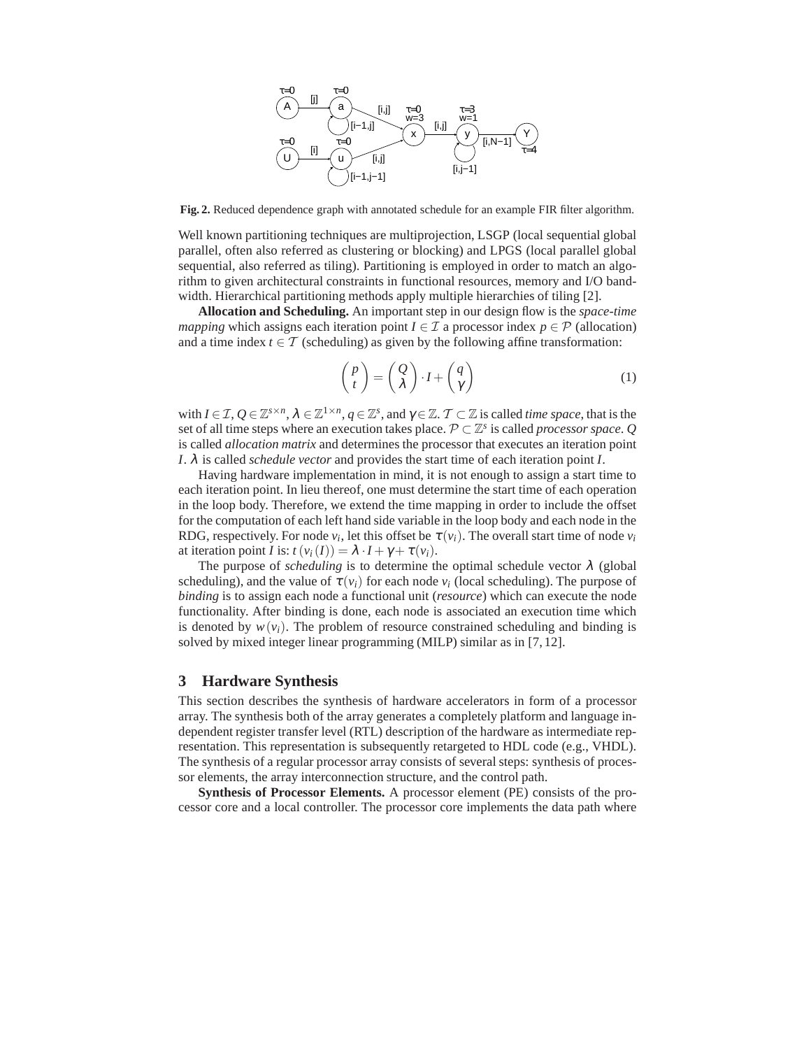**Fig. 2.** Reduced dependence graph with annotated schedule for an example FIR filter algorithm.

Well known partitioning techniques are multiprojection, LSGP (local sequential global parallel, often also referred as clustering or blocking) and LPGS (local parallel global sequential, also referred as tiling). Partitioning is employed in order to match an algorithm to given architectural constraints in functional resources, memory and I/O bandwidth. Hierarchical partitioning methods apply multiple hierarchies of tiling [2].

**Allocation and Scheduling.** An important step in our design flow is the *space-time mapping* which assigns each iteration point $I \in \mathcal{I}$ a processor index $p \in \mathcal{P}$ (allocation) and a time index $t \in \mathcal{T}$ (scheduling) as given by the following affine transformation:

$$\begin{pmatrix} p \\ t \end{pmatrix} = \begin{pmatrix} Q \\ \lambda \end{pmatrix} \cdot I + \begin{pmatrix} q \\ \gamma \end{pmatrix} \tag{1}$$

with $I \in \mathcal{I}$, $Q \in \mathbb{Z}^{s \times n}$, $\lambda \in \mathbb{Z}^{1 \times n}$, $q \in \mathbb{Z}^s$, and $\gamma \in \mathbb{Z}$. $\mathcal{T} \subset \mathbb{Z}$ is called *time space*, that is the set of all time steps where an execution takes place. $\mathcal{P} \subset \mathbb{Z}^s$ is called *processor space*. $Q$ is called *allocation matrix* and determines the processor that executes an iteration point $I$. $\lambda$ is called *schedule vector* and provides the start time of each iteration point $I$.

Having hardware implementation in mind, it is not enough to assign a start time to each iteration point. In lieu thereof, one must determine the start time of each operation in the loop body. Therefore, we extend the time mapping in order to include the offset for the computation of each left hand side variable in the loop body and each node in the RDG, respectively. For node $v_i$, let this offset be $\tau(v_i)$. The overall start time of node $v_i$ at iteration point $I$ is: $t(v_i(I)) = \lambda \cdot I + \gamma + \tau(v_i)$.

The purpose of *scheduling* is to determine the optimal schedule vector $\lambda$ (global scheduling), and the value of $\tau(v_i)$ for each node $v_i$ (local scheduling). The purpose of *binding* is to assign each node a functional unit (*resource*) which can execute the node functionality. After binding is done, each node is associated an execution time which is denoted by $w(v_i)$. The problem of resource constrained scheduling and binding is solved by mixed integer linear programming (MILP) similar as in [7, 12].

## 3 Hardware Synthesis

This section describes the synthesis of hardware accelerators in form of a processor array. The synthesis both of the array generates a completely platform and language independent register transfer level (RTL) description of the hardware as intermediate representation. This representation is subsequently retargeted to HDL code (e.g., VHDL). The synthesis of a regular processor array consists of several steps: synthesis of processor elements, the array interconnection structure, and the control path.

**Synthesis of Processor Elements.** A processor element (PE) consists of the processor core and a local controller. The processor core implements the data path where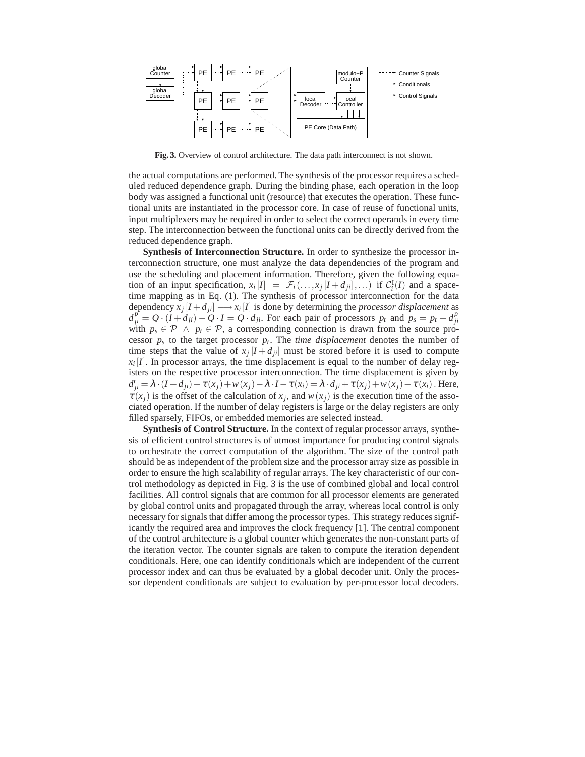Fig. 3. Overview of control architecture. The data path interconnect is not shown.

the actual computations are performed. The synthesis of the processor requires a scheduled reduced dependence graph. During the binding phase, each operation in the loop body was assigned a functional unit (resource) that executes the operation. These functional units are instantiated in the processor core. In case of reuse of functional units, input multiplexers may be required in order to select the correct operands in every time step. The interconnection between the functional units can be directly derived from the reduced dependence graph.

**Synthesis of Interconnection Structure.** In order to synthesize the processor interconnection structure, one must analyze the data dependencies of the program and use the scheduling and placement information. Therefore, given the following equation of an input specification, $x_i[I] \;=\; \mathcal{F}_i(\ldots, x_j[I+d_{ji}], \ldots)$ if $\mathcal{C}_i^{\mathrm{I}}(I)$ and a space-time mapping as in Eq. (1). The synthesis of processor interconnection for the data dependency $x_j[I+d_{ji}] \longrightarrow x_i[I]$ is done by determining the *processor displacement* as $d_{ji}^p = Q \cdot (I+d_{ji}) - Q \cdot I = Q \cdot d_{ji}$. For each pair of processors $p_t$ and $p_s = p_t + d_{ji}^p$ with $p_s \in \mathcal{P} \;\wedge\; p_t \in \mathcal{P}$, a corresponding connection is drawn from the source processor $p_s$ to the target processor $p_t$. The *time displacement* denotes the number of time steps that the value of $x_j[I+d_{ji}]$ must be stored before it is used to compute $x_i[I]$. In processor arrays, the time displacement is equal to the number of delay registers on the respective processor interconnection. The time displacement is given by $d_{ji}^t = \lambda \cdot (I+d_{ji}) + \tau(x_j) + w(x_j) - \lambda \cdot I - \tau(x_i) = \lambda \cdot d_{ji} + \tau(x_j) + w(x_j) - \tau(x_i)$. Here, $\tau(x_j)$ is the offset of the calculation of $x_j$, and $w(x_j)$ is the execution time of the associated operation. If the number of delay registers is large or the delay registers are only filled sparsely, FIFOs, or embedded memories are selected instead.

**Synthesis of Control Structure.** In the context of regular processor arrays, synthesis of efficient control structures is of utmost importance for producing control signals to orchestrate the correct computation of the algorithm. The size of the control path should be as independent of the problem size and the processor array size as possible in order to ensure the high scalability of regular arrays. The key characteristic of our control methodology as depicted in Fig. 3 is the use of combined global and local control facilities. All control signals that are common for all processor elements are generated by global control units and propagated through the array, whereas local control is only necessary for signals that differ among the processor types. This strategy reduces significantly the required area and improves the clock frequency [1]. The central component of the control architecture is a global counter which generates the non-constant parts of the iteration vector. The counter signals are taken to compute the iteration dependent conditionals. Here, one can identify conditionals which are independent of the current processor index and can thus be evaluated by a global decoder unit. Only the processor dependent conditionals are subject to evaluation by per-processor local decoders.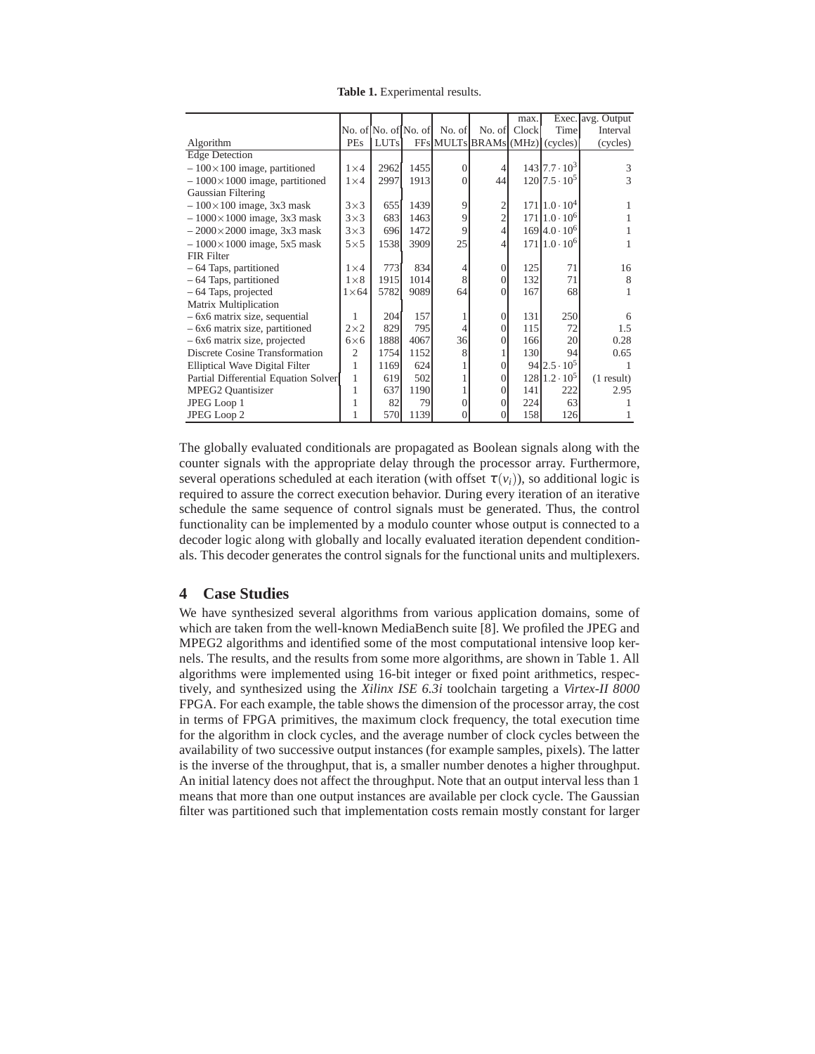**Table 1.** Experimental results.

| Algorithm | No. of PEs | No. of LUTs | No. of FFs | No. of MULTs | No. of BRAMs | max. Clock (MHz) | Exec. Time (cycles) | avg. Output Interval (cycles) |
|---|---|---|---|---|---|---|---|---|
| Edge Detection | | | | | | | | |
| – 100×100 image, partitioned | 1×4 | 2962 | 1455 | 0 | 4 | 143 | $7.7 \cdot 10^3$ | 3 |
| – 1000×1000 image, partitioned | 1×4 | 2997 | 1913 | 0 | 44 | 120 | $7.5 \cdot 10^5$ | 3 |
| Gaussian Filtering | | | | | | | | |
| – 100×100 image, 3x3 mask | 3×3 | 655 | 1439 | 9 | 2 | 171 | $1.0 \cdot 10^4$ | 1 |
| – 1000×1000 image, 3x3 mask | 3×3 | 683 | 1463 | 9 | 2 | 171 | $1.0 \cdot 10^6$ | 1 |
| – 2000×2000 image, 3x3 mask | 3×3 | 696 | 1472 | 9 | 4 | 169 | $4.0 \cdot 10^6$ | 1 |
| – 1000×1000 image, 5x5 mask | 5×5 | 1538 | 3909 | 25 | 4 | 171 | $1.0 \cdot 10^6$ | 1 |
| FIR Filter | | | | | | | | |
| – 64 Taps, partitioned | 1×4 | 773 | 834 | 4 | 0 | 125 | 71 | 16 |
| – 64 Taps, partitioned | 1×8 | 1915 | 1014 | 8 | 0 | 132 | 71 | 8 |
| – 64 Taps, projected | 1×64 | 5782 | 9089 | 64 | 0 | 167 | 68 | 1 |
| Matrix Multiplication | | | | | | | | |
| – 6x6 matrix size, sequential | 1 | 204 | 157 | 1 | 0 | 131 | 250 | 6 |
| – 6x6 matrix size, partitioned | 2×2 | 829 | 795 | 4 | 0 | 115 | 72 | 1.5 |
| – 6x6 matrix size, projected | 6×6 | 1888 | 4067 | 36 | 0 | 166 | 20 | 0.28 |
| Discrete Cosine Transformation | 2 | 1754 | 1152 | 8 | 1 | 130 | 94 | 0.65 |
| Elliptical Wave Digital Filter | 1 | 1169 | 624 | 1 | 0 | 94 | $2.5 \cdot 10^5$ | 1 |
| Partial Differential Equation Solver | 1 | 619 | 502 | 1 | 0 | 128 | $1.2 \cdot 10^5$ | (1 result) |
| MPEG2 Quantisizer | 1 | 637 | 1190 | 1 | 0 | 141 | 222 | 2.95 |
| JPEG Loop 1 | 1 | 82 | 79 | 0 | 0 | 224 | 63 | 1 |
| JPEG Loop 2 | 1 | 570 | 1139 | 0 | 0 | 158 | 126 | 1 |

The globally evaluated conditionals are propagated as Boolean signals along with the counter signals with the appropriate delay through the processor array. Furthermore, several operations scheduled at each iteration (with offset $\tau(v_i)$), so additional logic is required to assure the correct execution behavior. During every iteration of an iterative schedule the same sequence of control signals must be generated. Thus, the control functionality can be implemented by a modulo counter whose output is connected to a decoder logic along with globally and locally evaluated iteration dependent conditionals. This decoder generates the control signals for the functional units and multiplexers.

## 4 Case Studies

We have synthesized several algorithms from various application domains, some of which are taken from the well-known MediaBench suite [8]. We profiled the JPEG and MPEG2 algorithms and identified some of the most computational intensive loop kernels. The results, and the results from some more algorithms, are shown in Table 1. All algorithms were implemented using 16-bit integer or fixed point arithmetics, respectively, and synthesized using the *Xilinx ISE 6.3i* toolchain targeting a *Virtex-II 8000* FPGA. For each example, the table shows the dimension of the processor array, the cost in terms of FPGA primitives, the maximum clock frequency, the total execution time for the algorithm in clock cycles, and the average number of clock cycles between the availability of two successive output instances (for example samples, pixels). The latter is the inverse of the throughput, that is, a smaller number denotes a higher throughput. An initial latency does not affect the throughput. Note that an output interval less than 1 means that more than one output instances are available per clock cycle. The Gaussian filter was partitioned such that implementation costs remain mostly constant for larger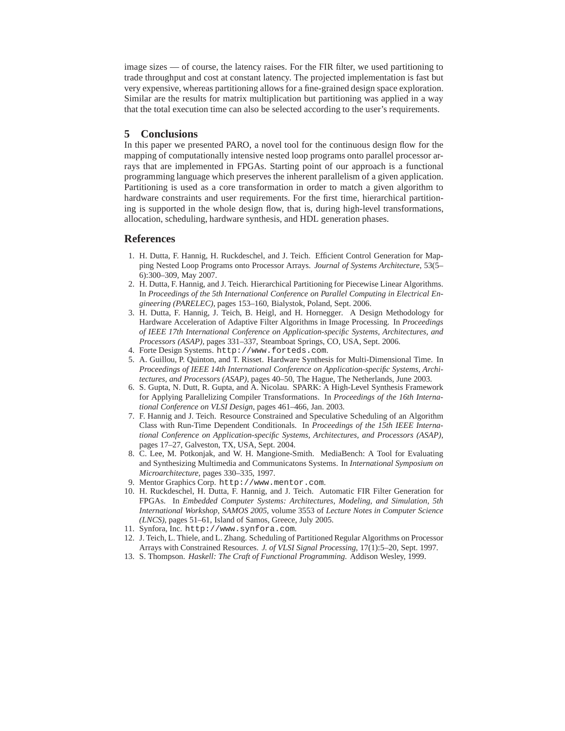image sizes — of course, the latency raises. For the FIR filter, we used partitioning to trade throughput and cost at constant latency. The projected implementation is fast but very expensive, whereas partitioning allows for a fine-grained design space exploration. Similar are the results for matrix multiplication but partitioning was applied in a way that the total execution time can also be selected according to the user's requirements.

## 5 Conclusions

In this paper we presented PARO, a novel tool for the continuous design flow for the mapping of computationally intensive nested loop programs onto parallel processor arrays that are implemented in FPGAs. Starting point of our approach is a functional programming language which preserves the inherent parallelism of a given application. Partitioning is used as a core transformation in order to match a given algorithm to hardware constraints and user requirements. For the first time, hierarchical partitioning is supported in the whole design flow, that is, during high-level transformations, allocation, scheduling, hardware synthesis, and HDL generation phases.

## References

1. H. Dutta, F. Hannig, H. Ruckdeschel, and J. Teich. Efficient Control Generation for Mapping Nested Loop Programs onto Processor Arrays. *Journal of Systems Architecture*, 53(5–6):300–309, May 2007.
2. H. Dutta, F. Hannig, and J. Teich. Hierarchical Partitioning for Piecewise Linear Algorithms. In *Proceedings of the 5th International Conference on Parallel Computing in Electrical Engineering (PARELEC)*, pages 153–160, Bialystok, Poland, Sept. 2006.
3. H. Dutta, F. Hannig, J. Teich, B. Heigl, and H. Hornegger. A Design Methodology for Hardware Acceleration of Adaptive Filter Algorithms in Image Processing. In *Proceedings of IEEE 17th International Conference on Application-specific Systems, Architectures, and Processors (ASAP)*, pages 331–337, Steamboat Springs, CO, USA, Sept. 2006.
4. Forte Design Systems. `http://www.forteds.com`.
5. A. Guillou, P. Quinton, and T. Risset. Hardware Synthesis for Multi-Dimensional Time. In *Proceedings of IEEE 14th International Conference on Application-specific Systems, Architectures, and Processors (ASAP)*, pages 40–50, The Hague, The Netherlands, June 2003.
6. S. Gupta, N. Dutt, R. Gupta, and A. Nicolau. SPARK: A High-Level Synthesis Framework for Applying Parallelizing Compiler Transformations. In *Proceedings of the 16th International Conference on VLSI Design*, pages 461–466, Jan. 2003.
7. F. Hannig and J. Teich. Resource Constrained and Speculative Scheduling of an Algorithm Class with Run-Time Dependent Conditionals. In *Proceedings of the 15th IEEE International Conference on Application-specific Systems, Architectures, and Processors (ASAP)*, pages 17–27, Galveston, TX, USA, Sept. 2004.
8. C. Lee, M. Potkonjak, and W. H. Mangione-Smith. MediaBench: A Tool for Evaluating and Synthesizing Multimedia and Communicatons Systems. In *International Symposium on Microarchitecture*, pages 330–335, 1997.
9. Mentor Graphics Corp. `http://www.mentor.com`.
10. H. Ruckdeschel, H. Dutta, F. Hannig, and J. Teich. Automatic FIR Filter Generation for FPGAs. In *Embedded Computer Systems: Architectures, Modeling, and Simulation, 5th International Workshop, SAMOS 2005*, volume 3553 of *Lecture Notes in Computer Science (LNCS)*, pages 51–61, Island of Samos, Greece, July 2005.
11. Synfora, Inc. `http://www.synfora.com`.
12. J. Teich, L. Thiele, and L. Zhang. Scheduling of Partitioned Regular Algorithms on Processor Arrays with Constrained Resources. *J. of VLSI Signal Processing*, 17(1):5–20, Sept. 1997.
13. S. Thompson. *Haskell: The Craft of Functional Programming*. Addison Wesley, 1999.